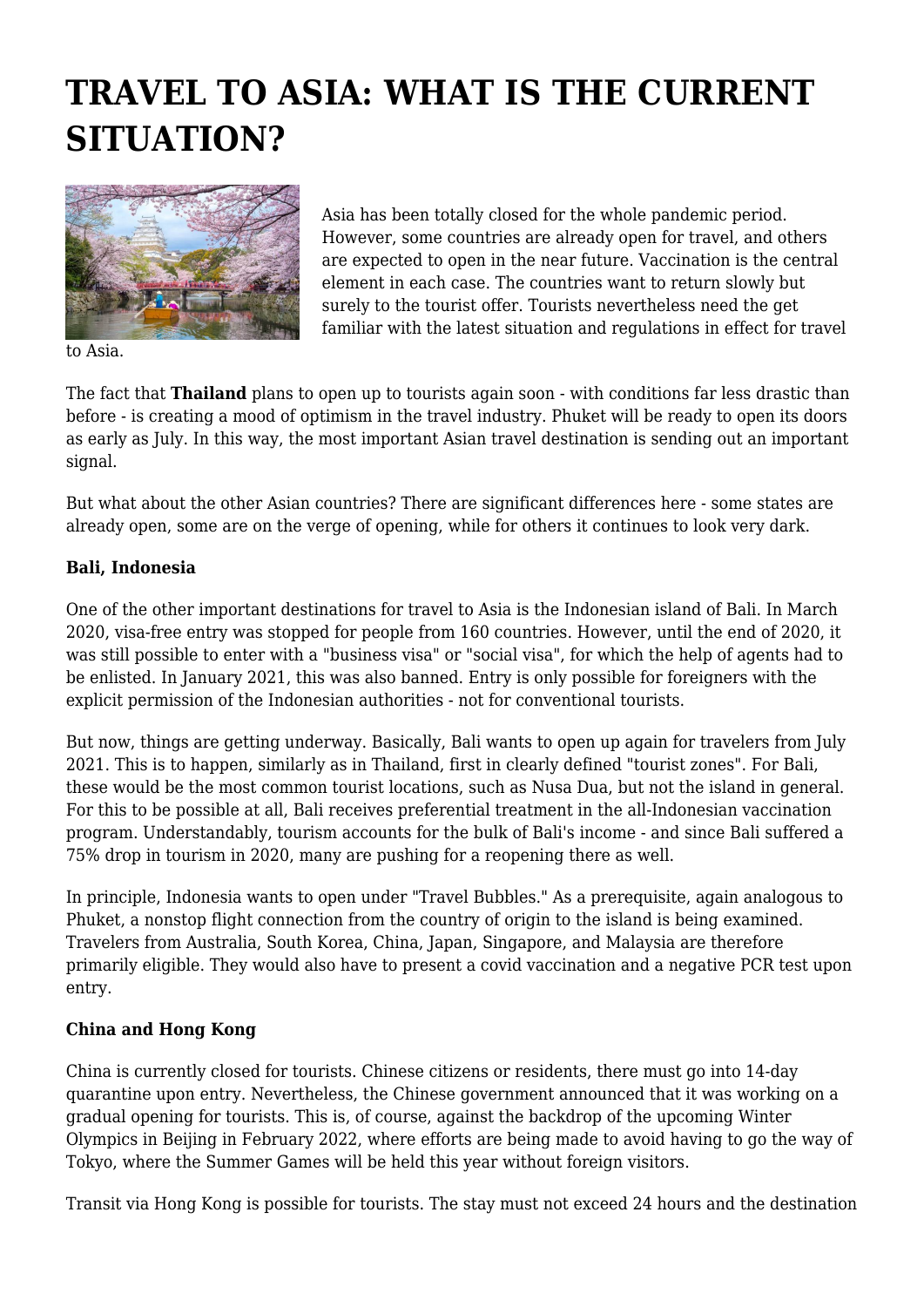# TRAVEL TO ASIA: WHAT IS THE CURRENT SITUATION?

Asia has been totally closed for the whole pandemic period. However, some countries are already open for travel, and others are expected to open in the near future. Vaccination is the central element in each case. The countries want to return slowly but surely to the tourist offer. Tourists nevertheless need the get familiar with the latest situation and regulations in effect for travel to Asia.

The fact that **Thailand** plans to open up to tourists again soon - with conditions far less drastic than before - is creating a mood of optimism in the travel industry. Phuket will be ready to open its doors as early as July. In this way, the most important Asian travel destination is sending out an important signal.

But what about the other Asian countries? There are significant differences here - some states are already open, some are on the verge of opening, while for others it continues to look very dark.

**Bali, Indonesia**

One of the other important destinations for travel to Asia is the Indonesian island of Bali. In March 2020, visa-free entry was stopped for people from 160 countries. However, until the end of 2020, it was still possible to enter with a "business visa" or "social visa", for which the help of agents had to be enlisted. In January 2021, this was also banned. Entry is only possible for foreigners with the explicit permission of the Indonesian authorities - not for conventional tourists.

But now, things are getting underway. Basically, Bali wants to open up again for travelers from July 2021. This is to happen, similarly as in Thailand, first in clearly defined "tourist zones". For Bali, these would be the most common tourist locations, such as Nusa Dua, but not the island in general. For this to be possible at all, Bali receives preferential treatment in the all-Indonesian vaccination program. Understandably, tourism accounts for the bulk of Bali's income - and since Bali suffered a 75% drop in tourism in 2020, many are pushing for a reopening there as well.

In principle, Indonesia wants to open under "Travel Bubbles." As a prerequisite, again analogous to Phuket, a nonstop flight connection from the country of origin to the island is being examined. Travelers from Australia, South Korea, China, Japan, Singapore, and Malaysia are therefore primarily eligible. They would also have to present a covid vaccination and a negative PCR test upon entry.

**China and Hong Kong**

China is currently closed for tourists. Chinese citizens or residents, there must go into 14-day quarantine upon entry. Nevertheless, the Chinese government announced that it was working on a gradual opening for tourists. This is, of course, against the backdrop of the upcoming Winter Olympics in Beijing in February 2022, where efforts are being made to avoid having to go the way of Tokyo, where the Summer Games will be held this year without foreign visitors.

Transit via Hong Kong is possible for tourists. The stay must not exceed 24 hours and the destination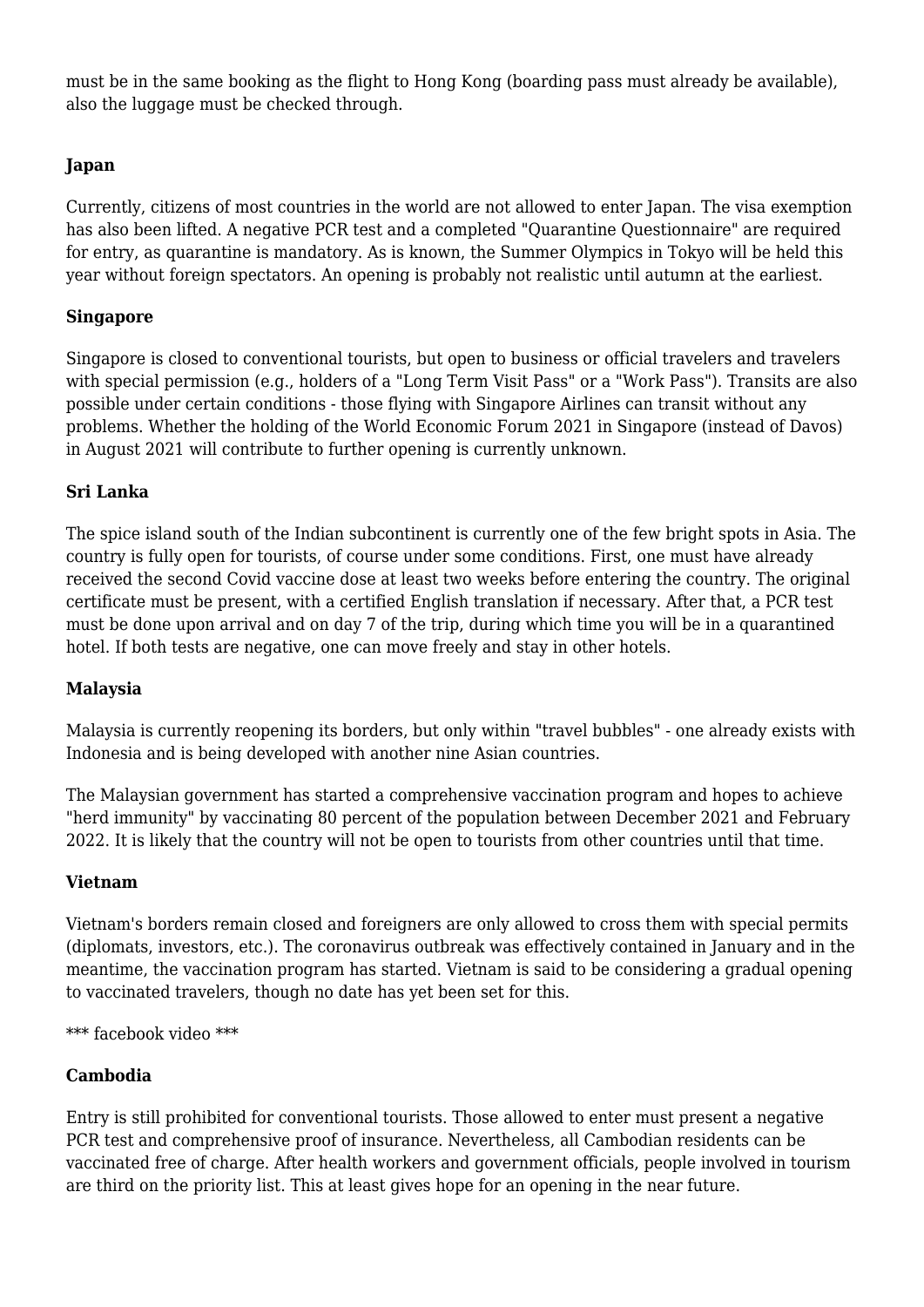must be in the same booking as the flight to Hong Kong (boarding pass must already be available), also the luggage must be checked through.

**Japan**

Currently, citizens of most countries in the world are not allowed to enter Japan. The visa exemption has also been lifted. A negative PCR test and a completed "Quarantine Questionnaire" are required for entry, as quarantine is mandatory. As is known, the Summer Olympics in Tokyo will be held this year without foreign spectators. An opening is probably not realistic until autumn at the earliest.

**Singapore**

Singapore is closed to conventional tourists, but open to business or official travelers and travelers with special permission (e.g., holders of a "Long Term Visit Pass" or a "Work Pass"). Transits are also possible under certain conditions - those flying with Singapore Airlines can transit without any problems. Whether the holding of the World Economic Forum 2021 in Singapore (instead of Davos) in August 2021 will contribute to further opening is currently unknown.

**Sri Lanka**

The spice island south of the Indian subcontinent is currently one of the few bright spots in Asia. The country is fully open for tourists, of course under some conditions. First, one must have already received the second Covid vaccine dose at least two weeks before entering the country. The original certificate must be present, with a certified English translation if necessary. After that, a PCR test must be done upon arrival and on day 7 of the trip, during which time you will be in a quarantined hotel. If both tests are negative, one can move freely and stay in other hotels.

**Malaysia**

Malaysia is currently reopening its borders, but only within "travel bubbles" - one already exists with Indonesia and is being developed with another nine Asian countries.

The Malaysian government has started a comprehensive vaccination program and hopes to achieve "herd immunity" by vaccinating 80 percent of the population between December 2021 and February 2022. It is likely that the country will not be open to tourists from other countries until that time.

**Vietnam**

Vietnam's borders remain closed and foreigners are only allowed to cross them with special permits (diplomats, investors, etc.). The coronavirus outbreak was effectively contained in January and in the meantime, the vaccination program has started. Vietnam is said to be considering a gradual opening to vaccinated travelers, though no date has yet been set for this.

*** facebook video ***

**Cambodia**

Entry is still prohibited for conventional tourists. Those allowed to enter must present a negative PCR test and comprehensive proof of insurance. Nevertheless, all Cambodian residents can be vaccinated free of charge. After health workers and government officials, people involved in tourism are third on the priority list. This at least gives hope for an opening in the near future.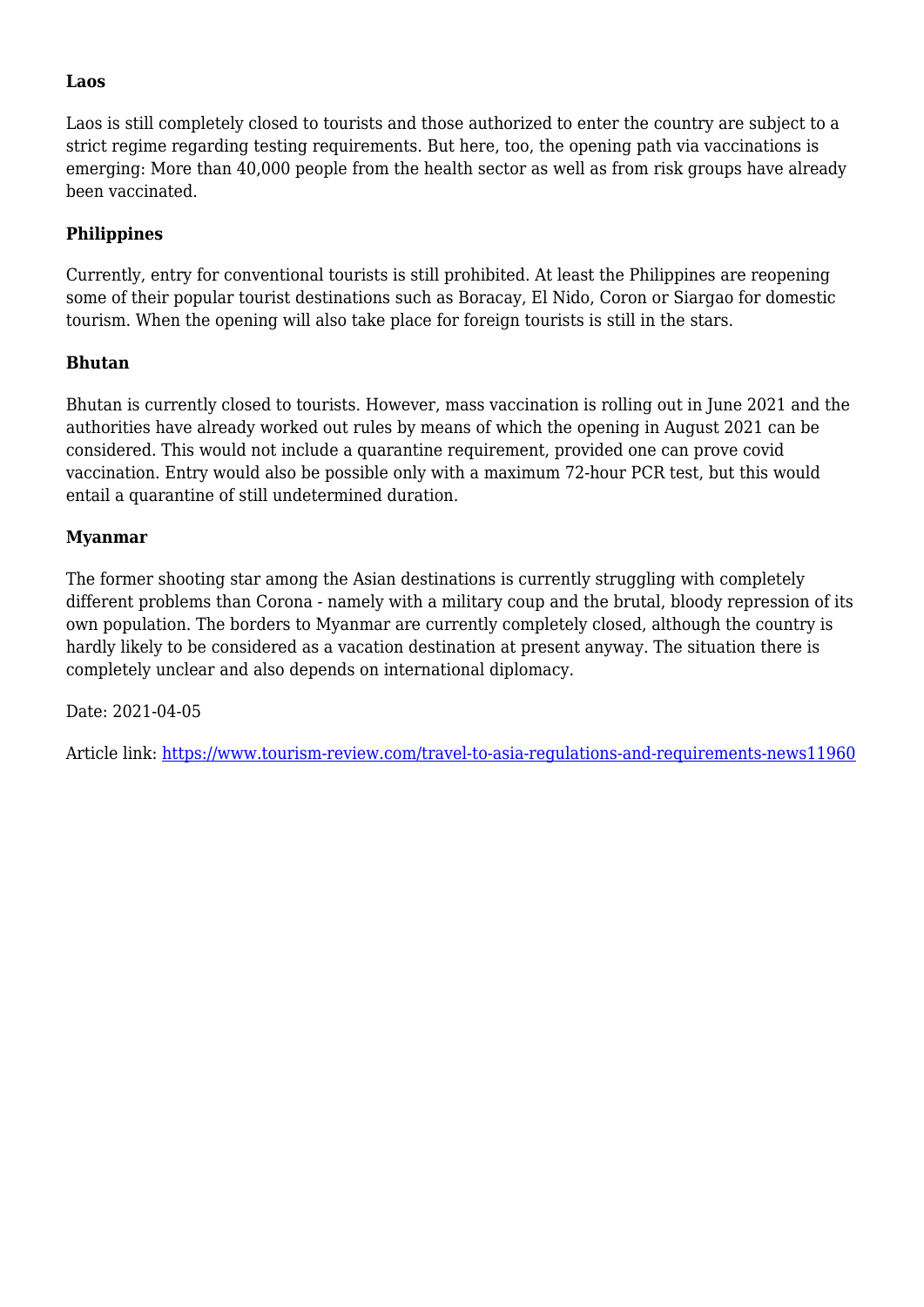**Laos**

Laos is still completely closed to tourists and those authorized to enter the country are subject to a strict regime regarding testing requirements. But here, too, the opening path via vaccinations is emerging: More than 40,000 people from the health sector as well as from risk groups have already been vaccinated.

**Philippines**

Currently, entry for conventional tourists is still prohibited. At least the Philippines are reopening some of their popular tourist destinations such as Boracay, El Nido, Coron or Siargao for domestic tourism. When the opening will also take place for foreign tourists is still in the stars.

**Bhutan**

Bhutan is currently closed to tourists. However, mass vaccination is rolling out in June 2021 and the authorities have already worked out rules by means of which the opening in August 2021 can be considered. This would not include a quarantine requirement, provided one can prove covid vaccination. Entry would also be possible only with a maximum 72-hour PCR test, but this would entail a quarantine of still undetermined duration.

**Myanmar**

The former shooting star among the Asian destinations is currently struggling with completely different problems than Corona - namely with a military coup and the brutal, bloody repression of its own population. The borders to Myanmar are currently completely closed, although the country is hardly likely to be considered as a vacation destination at present anyway. The situation there is completely unclear and also depends on international diplomacy.

Date: 2021-04-05

Article link: [https://www.tourism-review.com/travel-to-asia-regulations-and-requirements-news11960](https://www.tourism-review.com/travel-to-asia-regulations-and-requirements-news11960)